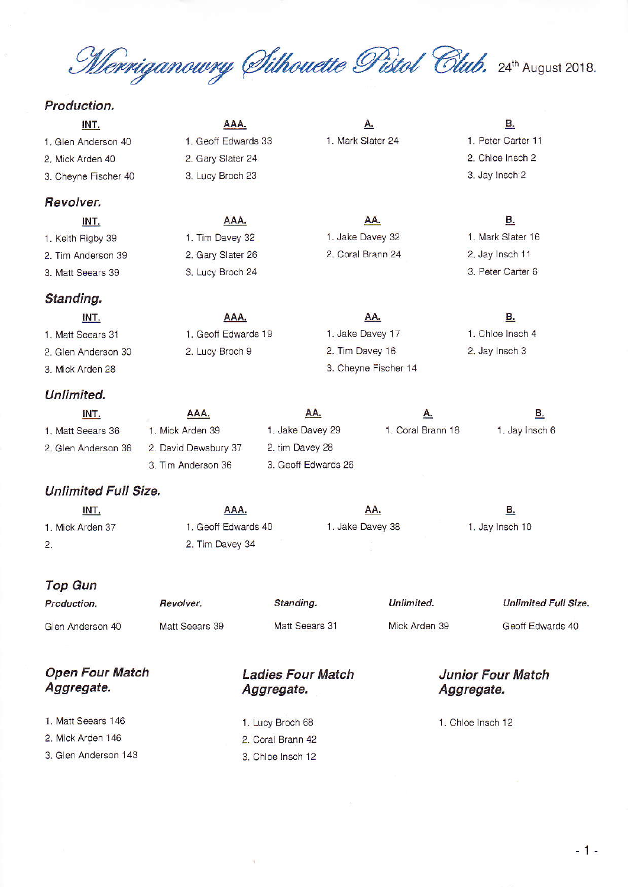# Merriganowry Silhouette Pistol Club. 24th August 2018.

## Production.

| INT. | AAA. | A. | B. |
|---|---|---|---|
| 1. Glen Anderson 40 | 1. Geoff Edwards 33 | 1. Mark Slater 24 | 1. Peter Carter 11 |
| 2. Mick Arden 40 | 2. Gary Slater 24 | | 2. Chloe Insch 2 |
| 3. Cheyne Fischer 40 | 3. Lucy Broch 23 | | 3. Jay Insch 2 |

## Revolver.

| INT. | AAA. | AA. | B. |
|---|---|---|---|
| 1. Keith Rigby 39 | 1. Tim Davey 32 | 1. Jake Davey 32 | 1. Mark Slater 16 |
| 2. Tim Anderson 39 | 2. Gary Slater 26 | 2. Coral Brann 24 | 2. Jay Insch 11 |
| 3. Matt Seears 39 | 3. Lucy Broch 24 | | 3. Peter Carter 6 |

## Standing.

| INT. | AAA. | AA. | B. |
|---|---|---|---|
| 1. Matt Seears 31 | 1. Geoff Edwards 19 | 1. Jake Davey 17 | 1. Chloe Insch 4 |
| 2. Glen Anderson 30 | 2. Lucy Broch 9 | 2. Tim Davey 16 | 2. Jay Insch 3 |
| 3. Mick Arden 28 | | 3. Cheyne Fischer 14 | |

## Unlimited.

| INT. | AAA. | AA. | A. | B. |
|---|---|---|---|---|
| 1. Matt Seears 36 | 1. Mick Arden 39 | 1. Jake Davey 29 | 1. Coral Brann 18 | 1. Jay Insch 6 |
| 2. Glen Anderson 36 | 2. David Dewsbury 37 | 2. tim Davey 28 | | |
| | 3. Tim Anderson 36 | 3. Geoff Edwards 26 | | |

## Unlimited Full Size.

| INT. | AAA. | AA. | B. |
|---|---|---|---|
| 1. Mick Arden 37 | 1. Geoff Edwards 40 | 1. Jake Davey 38 | 1. Jay Insch 10 |
| 2. | 2. Tim Davey 34 | | |

## Top Gun

| Production. | Revolver. | Standing. | Unlimited. | Unlimited Full Size. |
|---|---|---|---|---|
| Glen Anderson 40 | Matt Seears 39 | Matt Seears 31 | Mick Arden 39 | Geoff Edwards 40 |

## Open Four Match Aggregate.

1. Matt Seears 146
2. Mick Arden 146
3. Glen Anderson 143

## Ladies Four Match Aggregate.

1. Lucy Broch 68
2. Coral Brann 42
3. Chloe Insch 12

## Junior Four Match Aggregate.

1. Chloe Insch 12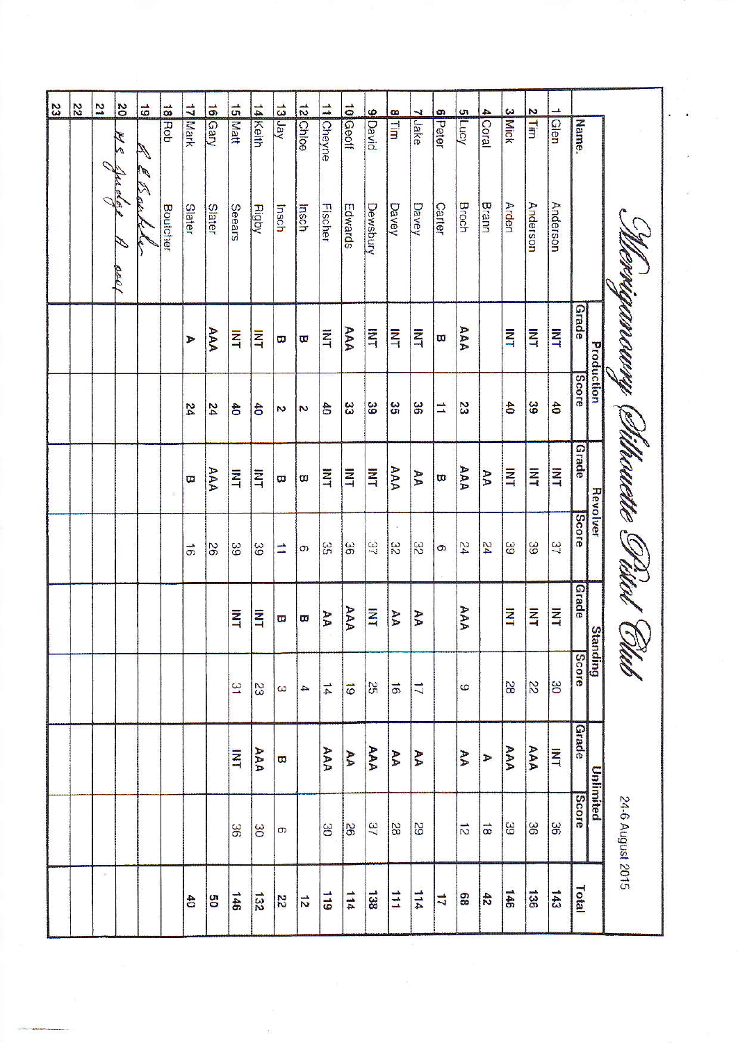# Merigamong Silhouette Pistol Club

24-6 August 2015

| | Name. | | Production | | Revolver | | Standing | | Unlimited | | Total |
|---|---|---|---|---|---|---|---|---|---|---|---|
| | | | Grade | Score | Grade | Score | Grade | Score | Grade | Score | |
| 1 | Glen | Anderson | INT | 40 | INT | 37 | INT | 30 | INT | 36 | 143 |
| 2 | Tim | Anderson | INT | 39 | INT | 39 | INT | 22 | AAA | 36 | 136 |
| 3 | Mick | Arden | INT | 40 | INT | 39 | INT | 28 | AAA | 39 | 146 |
| 4 | Coral | Brann | | | AA | 24 | | | A | 18 | 42 |
| 5 | Lucy | Broch | AAA | 23 | AAA | 24 | AAA | 9 | AA | 12 | 68 |
| 6 | Peter | Carter | B | 11 | B | 6 | | | | | 17 |
| 7 | Jake | Davey | INT | 36 | AA | 32 | AA | 17 | AA | 29 | 114 |
| 8 | Tim | Davey | INT | 35 | AAA | 32 | AA | 16 | AA | 28 | 111 |
| 9 | David | Dewsbury | INT | 39 | INT | 37 | INT | 25 | AAA | 37 | 138 |
| 10 | Geoff | Edwards | AAA | 33 | INT | 36 | AAA | 19 | AA | 26 | 114 |
| 11 | Cheyne | Fischer | INT | 40 | INT | 35 | AA | 14 | AAA | 30 | 119 |
| 12 | Chloe | Insch | B | 2 | B | 6 | B | 4 | | | 12 |
| 13 | Jay | Insch | B | 2 | B | 11 | B | 3 | B | 6 | 22 |
| 14 | Keith | Rigby | INT | 40 | INT | 39 | INT | 23 | AAA | 30 | 132 |
| 15 | Matt | Seears | INT | 40 | INT | 39 | INT | 31 | INT | 36 | 146 |
| 16 | Gary | Slater | AAA | 24 | AAA | 26 | | | | | 50 |
| 17 | Mark | Slater | A | 24 | B | 16 | | | | | 40 |
| 18 | Rob | Boutcher | | | | | | | | | |
| 19 | B E Sable | | | | | | | | | | |
| 20 | H S Justes | | | | | | | | | | |
| 21 | | | | | | | | | | | |
| 22 | | | | | | | | | | | |
| 23 | | | | | | | | | | | |